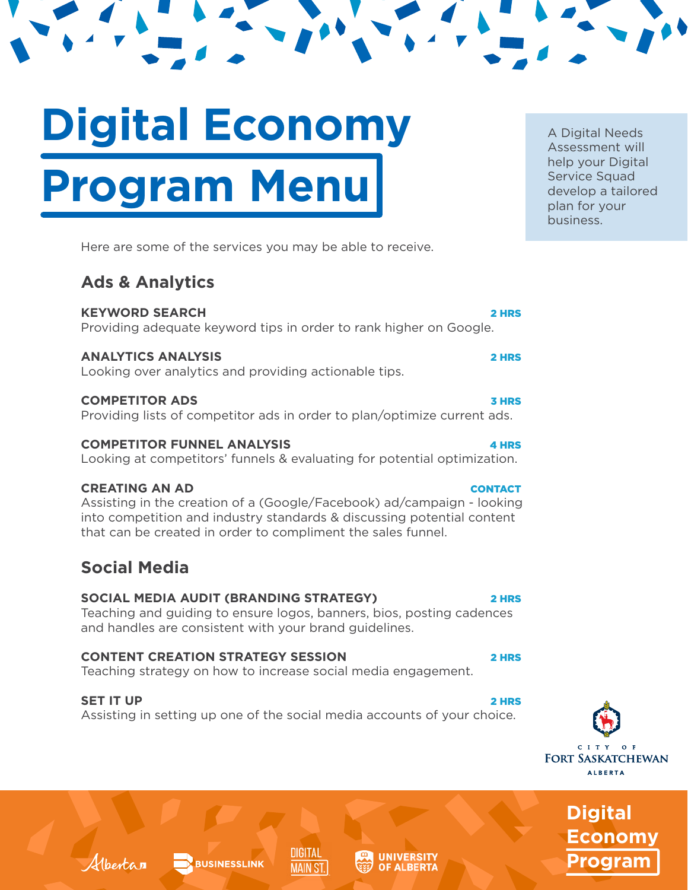# Digital Economy Program Menu

A Digital Needs Assessment will help your Digital Service Squad develop a tailored plan for your business.

Here are some of the services you may be able to receive.

## Ads & Analytics

**KEYWORD SEARCH** — **2 HRS**
Providing adequate keyword tips in order to rank higher on Google.

**ANALYTICS ANALYSIS** — **2 HRS**
Looking over analytics and providing actionable tips.

**COMPETITOR ADS** — **3 HRS**
Providing lists of competitor ads in order to plan/optimize current ads.

**COMPETITOR FUNNEL ANALYSIS** — **4 HRS**
Looking at competitors' funnels & evaluating for potential optimization.

**CREATING AN AD** — **CONTACT**
Assisting in the creation of a (Google/Facebook) ad/campaign - looking into competition and industry standards & discussing potential content that can be created in order to compliment the sales funnel.

## Social Media

**SOCIAL MEDIA AUDIT (BRANDING STRATEGY)** — **2 HRS**
Teaching and guiding to ensure logos, banners, bios, posting cadences and handles are consistent with your brand guidelines.

**CONTENT CREATION STRATEGY SESSION** — **2 HRS**
Teaching strategy on how to increase social media engagement.

**SET IT UP** — **2 HRS**
Assisting in setting up one of the social media accounts of your choice.

CITY OF FORT SASKATCHEWAN ALBERTA

Alberta | BUSINESSLINK | DIGITAL MAIN ST. | UNIVERSITY OF ALBERTA

Digital Economy Program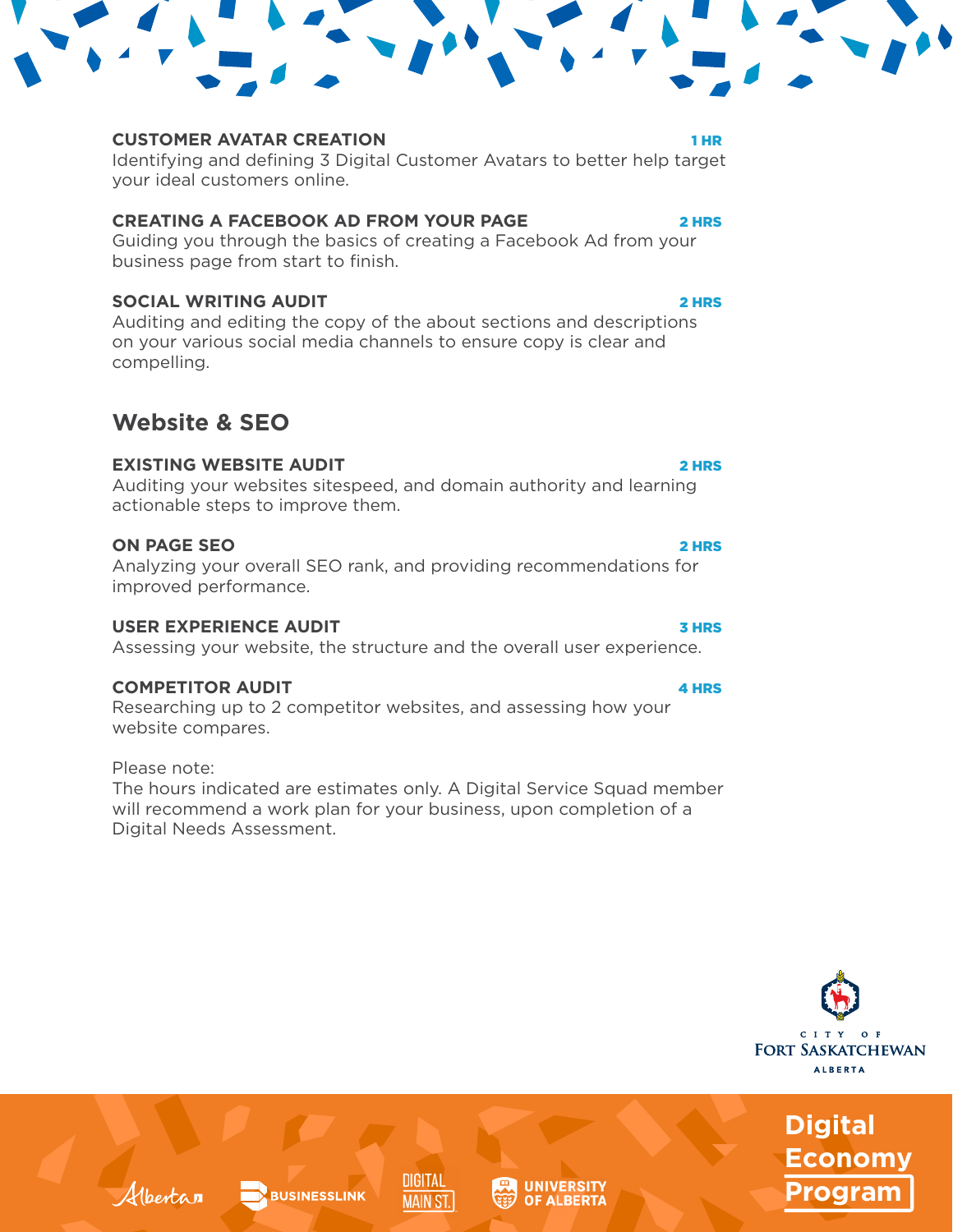**CUSTOMER AVATAR CREATION** **1 HR**
Identifying and defining 3 Digital Customer Avatars to better help target your ideal customers online.

**CREATING A FACEBOOK AD FROM YOUR PAGE** **2 HRS**
Guiding you through the basics of creating a Facebook Ad from your business page from start to finish.

**SOCIAL WRITING AUDIT** **2 HRS**
Auditing and editing the copy of the about sections and descriptions on your various social media channels to ensure copy is clear and compelling.

## Website & SEO

**EXISTING WEBSITE AUDIT** **2 HRS**
Auditing your websites sitespeed, and domain authority and learning actionable steps to improve them.

**ON PAGE SEO** **2 HRS**
Analyzing your overall SEO rank, and providing recommendations for improved performance.

**USER EXPERIENCE AUDIT** **3 HRS**
Assessing your website, the structure and the overall user experience.

**COMPETITOR AUDIT** **4 HRS**
Researching up to 2 competitor websites, and assessing how your website compares.

Please note:
The hours indicated are estimates only. A Digital Service Squad member will recommend a work plan for your business, upon completion of a Digital Needs Assessment.

City of Fort Saskatchewan Alberta

Alberta BUSINESSLINK DIGITAL MAIN ST. UNIVERSITY OF ALBERTA

Digital Economy Program